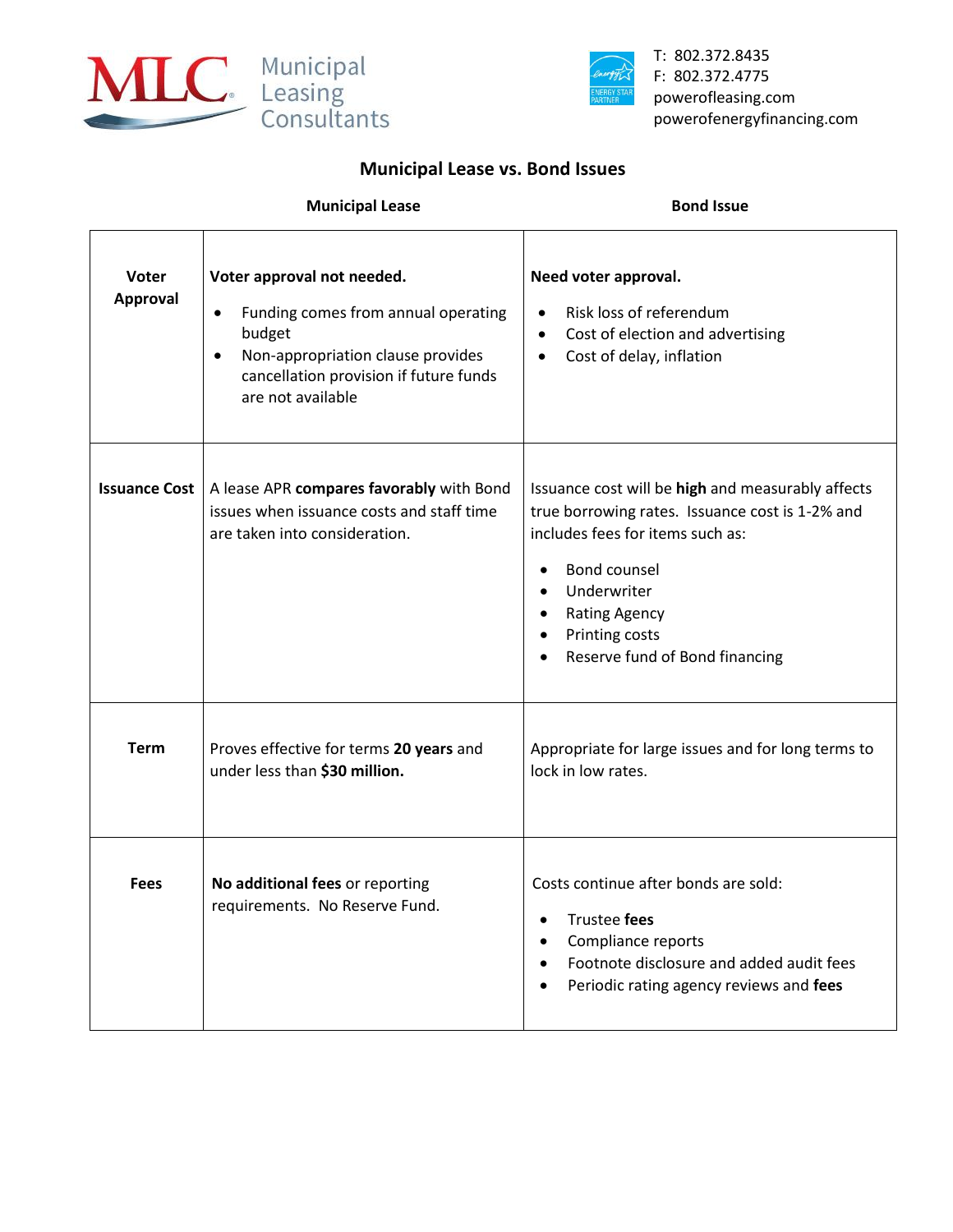Municipal Leasing Consultants

T: 802.372.8435
F: 802.372.4775
powerofleasing.com
powerofenergyfinancing.com

## Municipal Lease vs. Bond Issues

| | Municipal Lease | Bond Issue |
|---|---|---|
| **Voter Approval** | **Voter approval not needed.**<br>• Funding comes from annual operating budget<br>• Non-appropriation clause provides cancellation provision if future funds are not available | **Need voter approval.**<br>• Risk loss of referendum<br>• Cost of election and advertising<br>• Cost of delay, inflation |
| **Issuance Cost** | A lease APR **compares favorably** with Bond issues when issuance costs and staff time are taken into consideration. | Issuance cost will be **high** and measurably affects true borrowing rates. Issuance cost is 1-2% and includes fees for items such as:<br>• Bond counsel<br>• Underwriter<br>• Rating Agency<br>• Printing costs<br>• Reserve fund of Bond financing |
| **Term** | Proves effective for terms **20 years** and under less than **$30 million.** | Appropriate for large issues and for long terms to lock in low rates. |
| **Fees** | **No additional fees** or reporting requirements. No Reserve Fund. | Costs continue after bonds are sold:<br>• Trustee **fees**<br>• Compliance reports<br>• Footnote disclosure and added audit fees<br>• Periodic rating agency reviews and **fees** |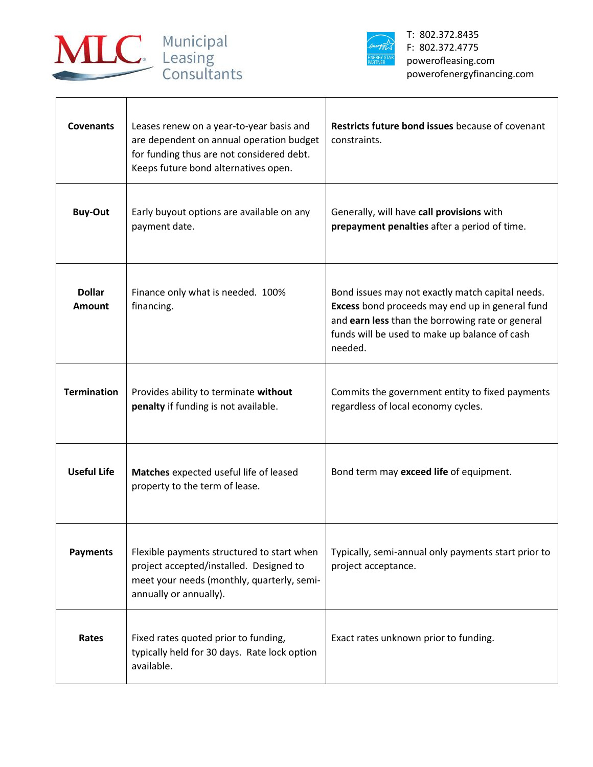| | | |
|---|---|---|
| **Covenants** | Leases renew on a year-to-year basis and are dependent on annual operation budget for funding thus are not considered debt. Keeps future bond alternatives open. | **Restricts future bond issues** because of covenant constraints. |
| **Buy-Out** | Early buyout options are available on any payment date. | Generally, will have **call provisions** with **prepayment penalties** after a period of time. |
| **Dollar Amount** | Finance only what is needed. 100% financing. | Bond issues may not exactly match capital needs. **Excess** bond proceeds may end up in general fund and **earn less** than the borrowing rate or general funds will be used to make up balance of cash needed. |
| **Termination** | Provides ability to terminate **without penalty** if funding is not available. | Commits the government entity to fixed payments regardless of local economy cycles. |
| **Useful Life** | **Matches** expected useful life of leased property to the term of lease. | Bond term may **exceed life** of equipment. |
| **Payments** | Flexible payments structured to start when project accepted/installed. Designed to meet your needs (monthly, quarterly, semi-annually or annually). | Typically, semi-annual only payments start prior to project acceptance. |
| **Rates** | Fixed rates quoted prior to funding, typically held for 30 days. Rate lock option available. | Exact rates unknown prior to funding. |